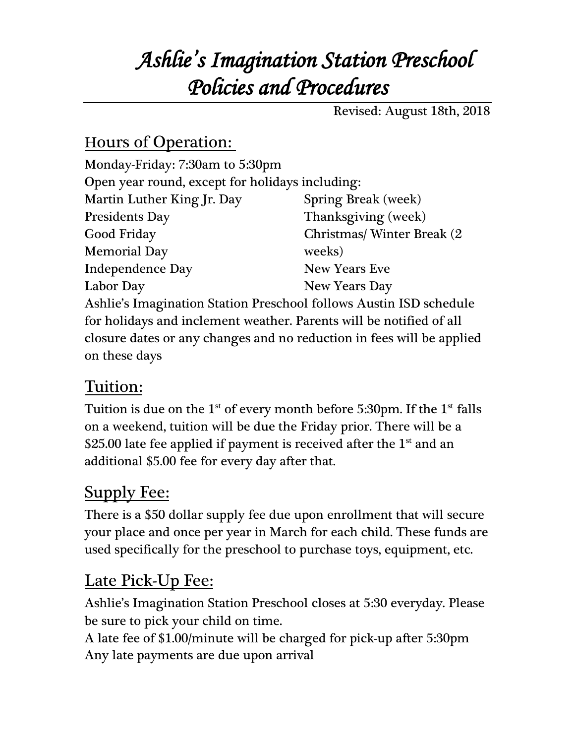# *Ashlie's Imagination Station Preschool Policies and Procedures*

Revised: August 18th, 2018

## Hours of Operation:

Monday-Friday: 7:30am to 5:30pm

Open year round, except for holidays including:

Martin Luther King Jr. Day
Presidents Day
Good Friday
Memorial Day
Independence Day
Labor Day
Spring Break (week)
Thanksgiving (week)
Christmas/ Winter Break (2 weeks)
New Years Eve
New Years Day

Ashlie's Imagination Station Preschool follows Austin ISD schedule for holidays and inclement weather. Parents will be notified of all closure dates or any changes and no reduction in fees will be applied on these days

## Tuition:

Tuition is due on the 1st of every month before 5:30pm. If the 1st falls on a weekend, tuition will be due the Friday prior. There will be a $25.00 late fee applied if payment is received after the 1st and an additional $5.00 fee for every day after that.

## Supply Fee:

There is a $50 dollar supply fee due upon enrollment that will secure your place and once per year in March for each child. These funds are used specifically for the preschool to purchase toys, equipment, etc.

## Late Pick-Up Fee:

Ashlie's Imagination Station Preschool closes at 5:30 everyday. Please be sure to pick your child on time.

A late fee of $1.00/minute will be charged for pick-up after 5:30pm

Any late payments are due upon arrival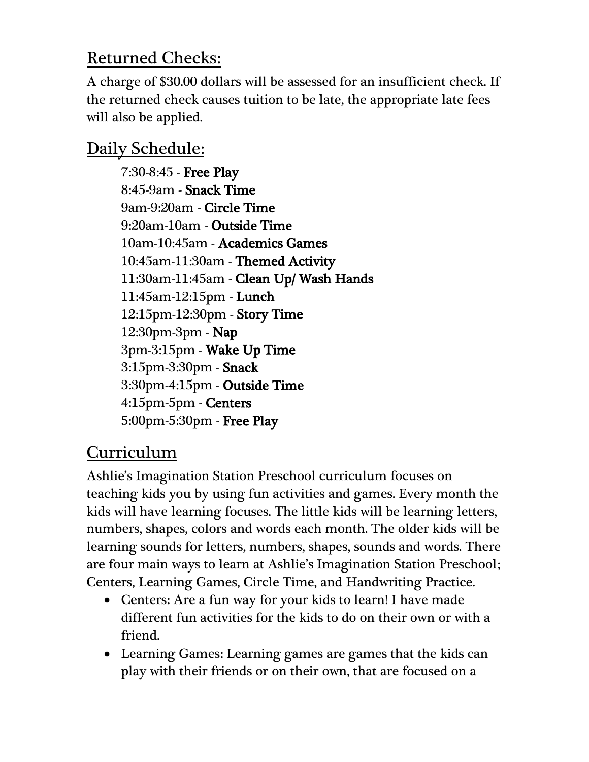## Returned Checks:

A charge of $30.00 dollars will be assessed for an insufficient check. If the returned check causes tuition to be late, the appropriate late fees will also be applied.

## Daily Schedule:

7:30-8:45 - **Free Play**
8:45-9am - **Snack Time**
9am-9:20am - **Circle Time**
9:20am-10am - **Outside Time**
10am-10:45am - **Academics Games**
10:45am-11:30am - **Themed Activity**
11:30am-11:45am - **Clean Up/ Wash Hands**
11:45am-12:15pm - **Lunch**
12:15pm-12:30pm - **Story Time**
12:30pm-3pm - **Nap**
3pm-3:15pm - **Wake Up Time**
3:15pm-3:30pm - **Snack**
3:30pm-4:15pm - **Outside Time**
4:15pm-5pm - **Centers**
5:00pm-5:30pm - **Free Play**

## Curriculum

Ashlie's Imagination Station Preschool curriculum focuses on teaching kids you by using fun activities and games. Every month the kids will have learning focuses. The little kids will be learning letters, numbers, shapes, colors and words each month. The older kids will be learning sounds for letters, numbers, shapes, sounds and words. There are four main ways to learn at Ashlie's Imagination Station Preschool; Centers, Learning Games, Circle Time, and Handwriting Practice.

- Centers: Are a fun way for your kids to learn! I have made different fun activities for the kids to do on their own or with a friend.
- Learning Games: Learning games are games that the kids can play with their friends or on their own, that are focused on a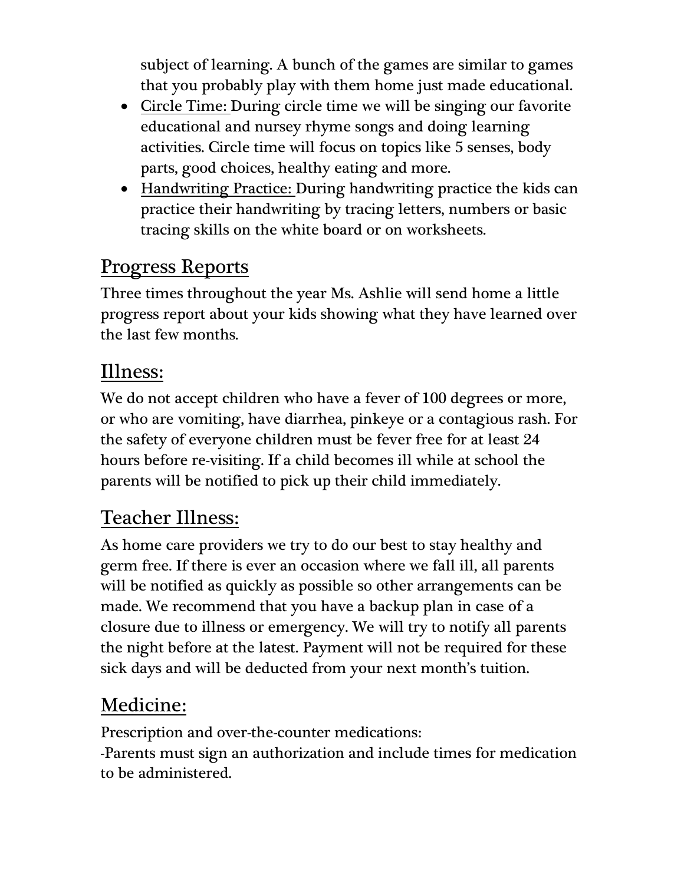subject of learning. A bunch of the games are similar to games that you probably play with them home just made educational.

- Circle Time: During circle time we will be singing our favorite educational and nursey rhyme songs and doing learning activities. Circle time will focus on topics like 5 senses, body parts, good choices, healthy eating and more.
- Handwriting Practice: During handwriting practice the kids can practice their handwriting by tracing letters, numbers or basic tracing skills on the white board or on worksheets.

## Progress Reports

Three times throughout the year Ms. Ashlie will send home a little progress report about your kids showing what they have learned over the last few months.

## Illness:

We do not accept children who have a fever of 100 degrees or more, or who are vomiting, have diarrhea, pinkeye or a contagious rash. For the safety of everyone children must be fever free for at least 24 hours before re-visiting. If a child becomes ill while at school the parents will be notified to pick up their child immediately.

## Teacher Illness:

As home care providers we try to do our best to stay healthy and germ free. If there is ever an occasion where we fall ill, all parents will be notified as quickly as possible so other arrangements can be made. We recommend that you have a backup plan in case of a closure due to illness or emergency. We will try to notify all parents the night before at the latest. Payment will not be required for these sick days and will be deducted from your next month's tuition.

## Medicine:

Prescription and over-the-counter medications:

-Parents must sign an authorization and include times for medication to be administered.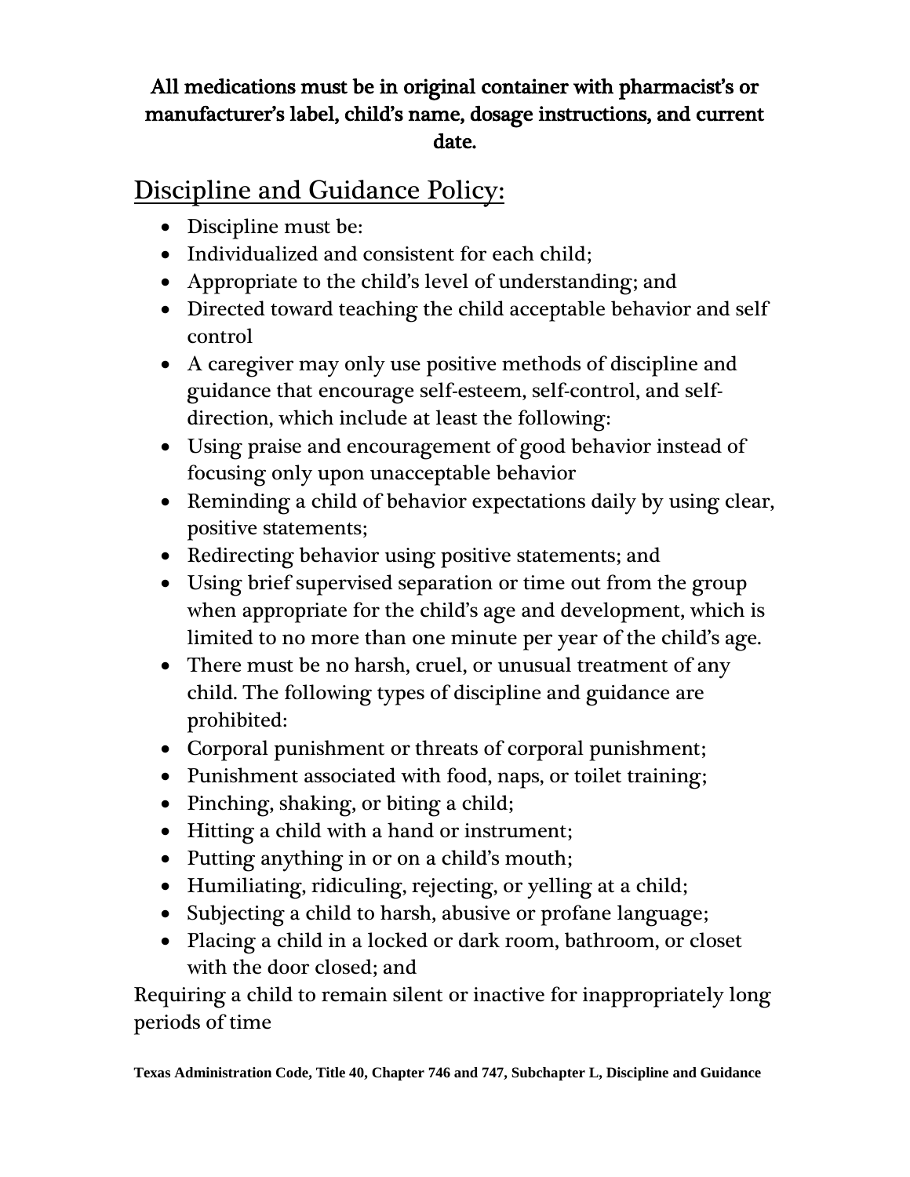**All medications must be in original container with pharmacist's or manufacturer's label, child's name, dosage instructions, and current date.**

## Discipline and Guidance Policy:

- Discipline must be:
- Individualized and consistent for each child;
- Appropriate to the child's level of understanding; and
- Directed toward teaching the child acceptable behavior and self control
- A caregiver may only use positive methods of discipline and guidance that encourage self-esteem, self-control, and self-direction, which include at least the following:
- Using praise and encouragement of good behavior instead of focusing only upon unacceptable behavior
- Reminding a child of behavior expectations daily by using clear, positive statements;
- Redirecting behavior using positive statements; and
- Using brief supervised separation or time out from the group when appropriate for the child's age and development, which is limited to no more than one minute per year of the child's age.
- There must be no harsh, cruel, or unusual treatment of any child. The following types of discipline and guidance are prohibited:
- Corporal punishment or threats of corporal punishment;
- Punishment associated with food, naps, or toilet training;
- Pinching, shaking, or biting a child;
- Hitting a child with a hand or instrument;
- Putting anything in or on a child's mouth;
- Humiliating, ridiculing, rejecting, or yelling at a child;
- Subjecting a child to harsh, abusive or profane language;
- Placing a child in a locked or dark room, bathroom, or closet with the door closed; and

Requiring a child to remain silent or inactive for inappropriately long periods of time

**Texas Administration Code, Title 40, Chapter 746 and 747, Subchapter L, Discipline and Guidance**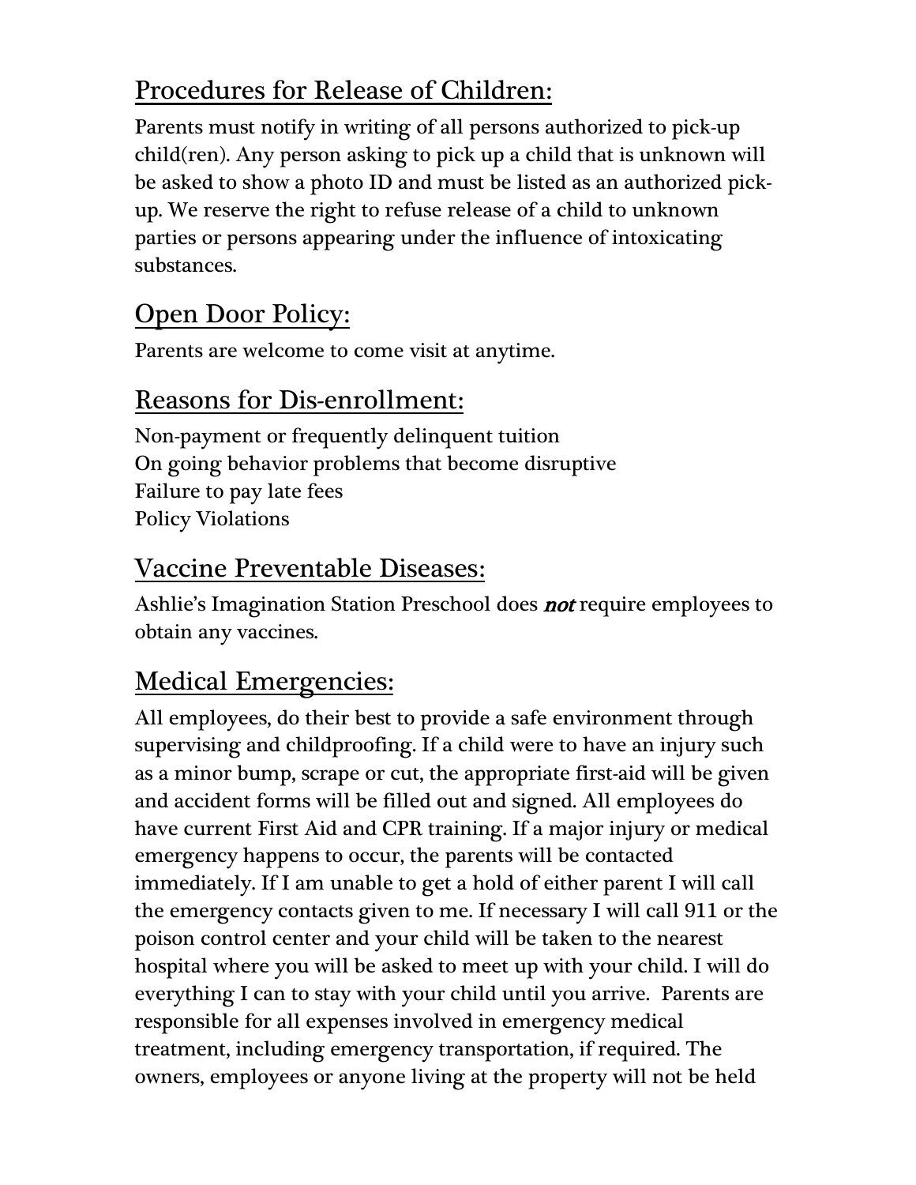## Procedures for Release of Children:

Parents must notify in writing of all persons authorized to pick-up child(ren). Any person asking to pick up a child that is unknown will be asked to show a photo ID and must be listed as an authorized pick-up. We reserve the right to refuse release of a child to unknown parties or persons appearing under the influence of intoxicating substances.

## Open Door Policy:

Parents are welcome to come visit at anytime.

## Reasons for Dis-enrollment:

Non-payment or frequently delinquent tuition
On going behavior problems that become disruptive
Failure to pay late fees
Policy Violations

## Vaccine Preventable Diseases:

Ashlie's Imagination Station Preschool does ***not*** require employees to obtain any vaccines.

## Medical Emergencies:

All employees, do their best to provide a safe environment through supervising and childproofing. If a child were to have an injury such as a minor bump, scrape or cut, the appropriate first-aid will be given and accident forms will be filled out and signed. All employees do have current First Aid and CPR training. If a major injury or medical emergency happens to occur, the parents will be contacted immediately. If I am unable to get a hold of either parent I will call the emergency contacts given to me. If necessary I will call 911 or the poison control center and your child will be taken to the nearest hospital where you will be asked to meet up with your child. I will do everything I can to stay with your child until you arrive. Parents are responsible for all expenses involved in emergency medical treatment, including emergency transportation, if required. The owners, employees or anyone living at the property will not be held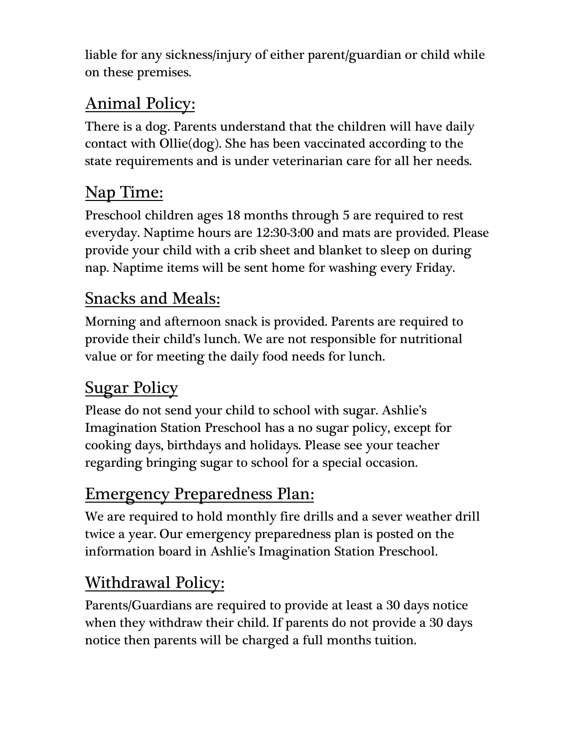liable for any sickness/injury of either parent/guardian or child while on these premises.

## Animal Policy:

There is a dog. Parents understand that the children will have daily contact with Ollie(dog). She has been vaccinated according to the state requirements and is under veterinarian care for all her needs.

## Nap Time:

Preschool children ages 18 months through 5 are required to rest everyday. Naptime hours are 12:30-3:00 and mats are provided. Please provide your child with a crib sheet and blanket to sleep on during nap. Naptime items will be sent home for washing every Friday.

## Snacks and Meals:

Morning and afternoon snack is provided. Parents are required to provide their child's lunch. We are not responsible for nutritional value or for meeting the daily food needs for lunch.

## Sugar Policy

Please do not send your child to school with sugar. Ashlie's Imagination Station Preschool has a no sugar policy, except for cooking days, birthdays and holidays. Please see your teacher regarding bringing sugar to school for a special occasion.

## Emergency Preparedness Plan:

We are required to hold monthly fire drills and a sever weather drill twice a year. Our emergency preparedness plan is posted on the information board in Ashlie's Imagination Station Preschool.

## Withdrawal Policy:

Parents/Guardians are required to provide at least a 30 days notice when they withdraw their child. If parents do not provide a 30 days notice then parents will be charged a full months tuition.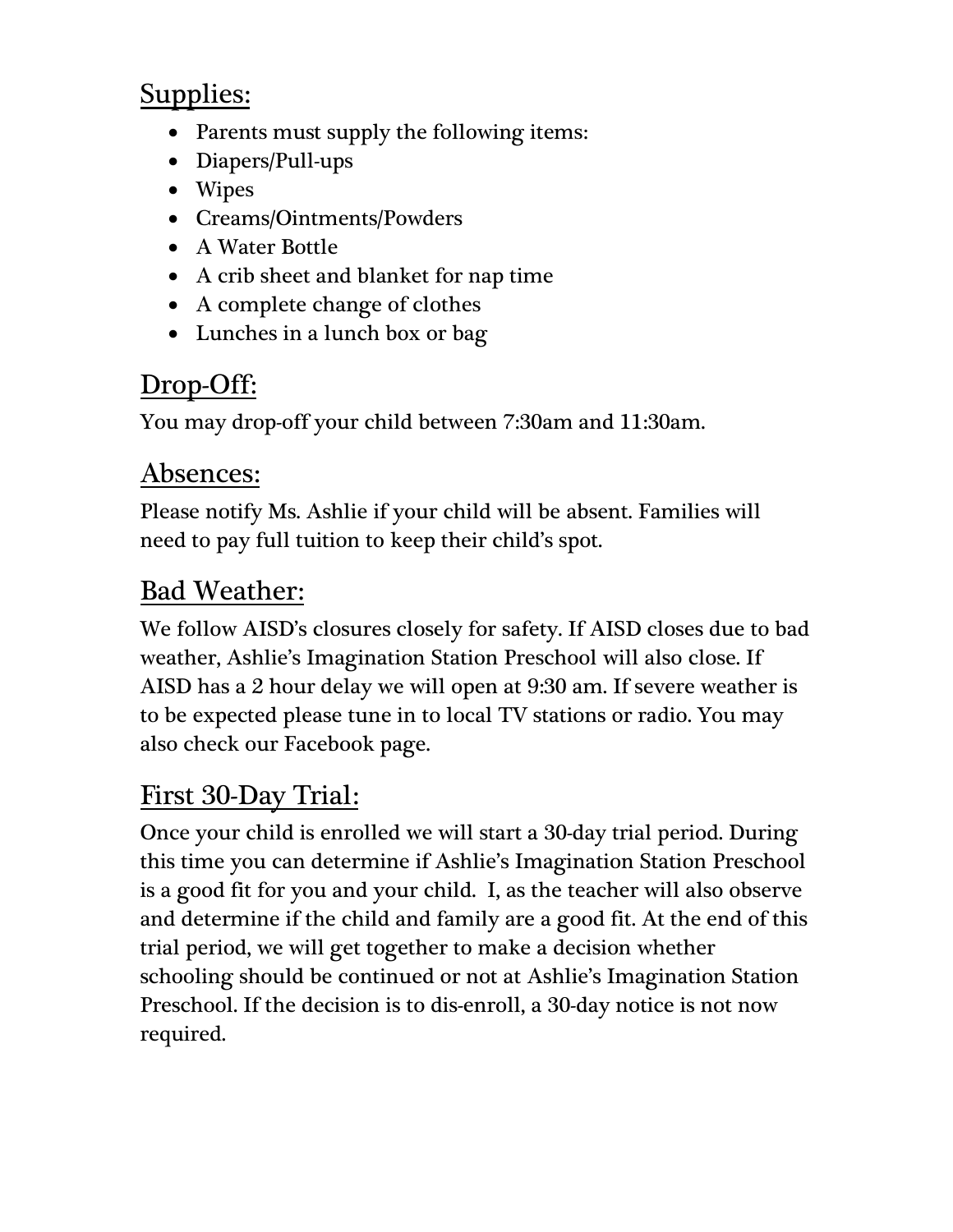## Supplies:

- Parents must supply the following items:
- Diapers/Pull-ups
- Wipes
- Creams/Ointments/Powders
- A Water Bottle
- A crib sheet and blanket for nap time
- A complete change of clothes
- Lunches in a lunch box or bag

## Drop-Off:

You may drop-off your child between 7:30am and 11:30am.

## Absences:

Please notify Ms. Ashlie if your child will be absent. Families will need to pay full tuition to keep their child's spot.

## Bad Weather:

We follow AISD's closures closely for safety. If AISD closes due to bad weather, Ashlie's Imagination Station Preschool will also close. If AISD has a 2 hour delay we will open at 9:30 am. If severe weather is to be expected please tune in to local TV stations or radio. You may also check our Facebook page.

## First 30-Day Trial:

Once your child is enrolled we will start a 30-day trial period. During this time you can determine if Ashlie's Imagination Station Preschool is a good fit for you and your child. I, as the teacher will also observe and determine if the child and family are a good fit. At the end of this trial period, we will get together to make a decision whether schooling should be continued or not at Ashlie's Imagination Station Preschool. If the decision is to dis-enroll, a 30-day notice is not now required.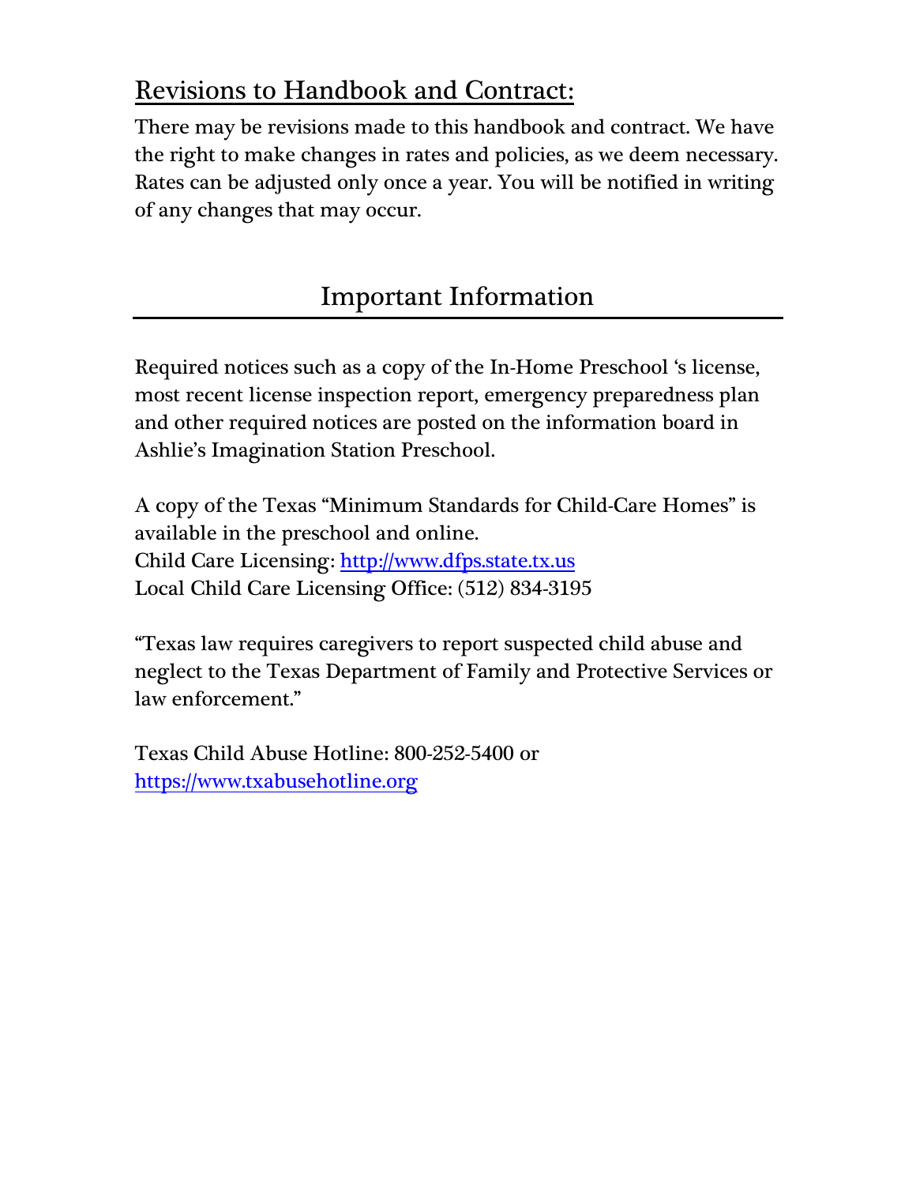## Revisions to Handbook and Contract:

There may be revisions made to this handbook and contract. We have the right to make changes in rates and policies, as we deem necessary. Rates can be adjusted only once a year. You will be notified in writing of any changes that may occur.

## Important Information

Required notices such as a copy of the In-Home Preschool 's license, most recent license inspection report, emergency preparedness plan and other required notices are posted on the information board in Ashlie's Imagination Station Preschool.

A copy of the Texas "Minimum Standards for Child-Care Homes" is available in the preschool and online.
Child Care Licensing: [http://www.dfps.state.tx.us](http://www.dfps.state.tx.us)
Local Child Care Licensing Office: (512) 834-3195

"Texas law requires caregivers to report suspected child abuse and neglect to the Texas Department of Family and Protective Services or law enforcement."

Texas Child Abuse Hotline: 800-252-5400 or [https://www.txabusehotline.org](https://www.txabusehotline.org)